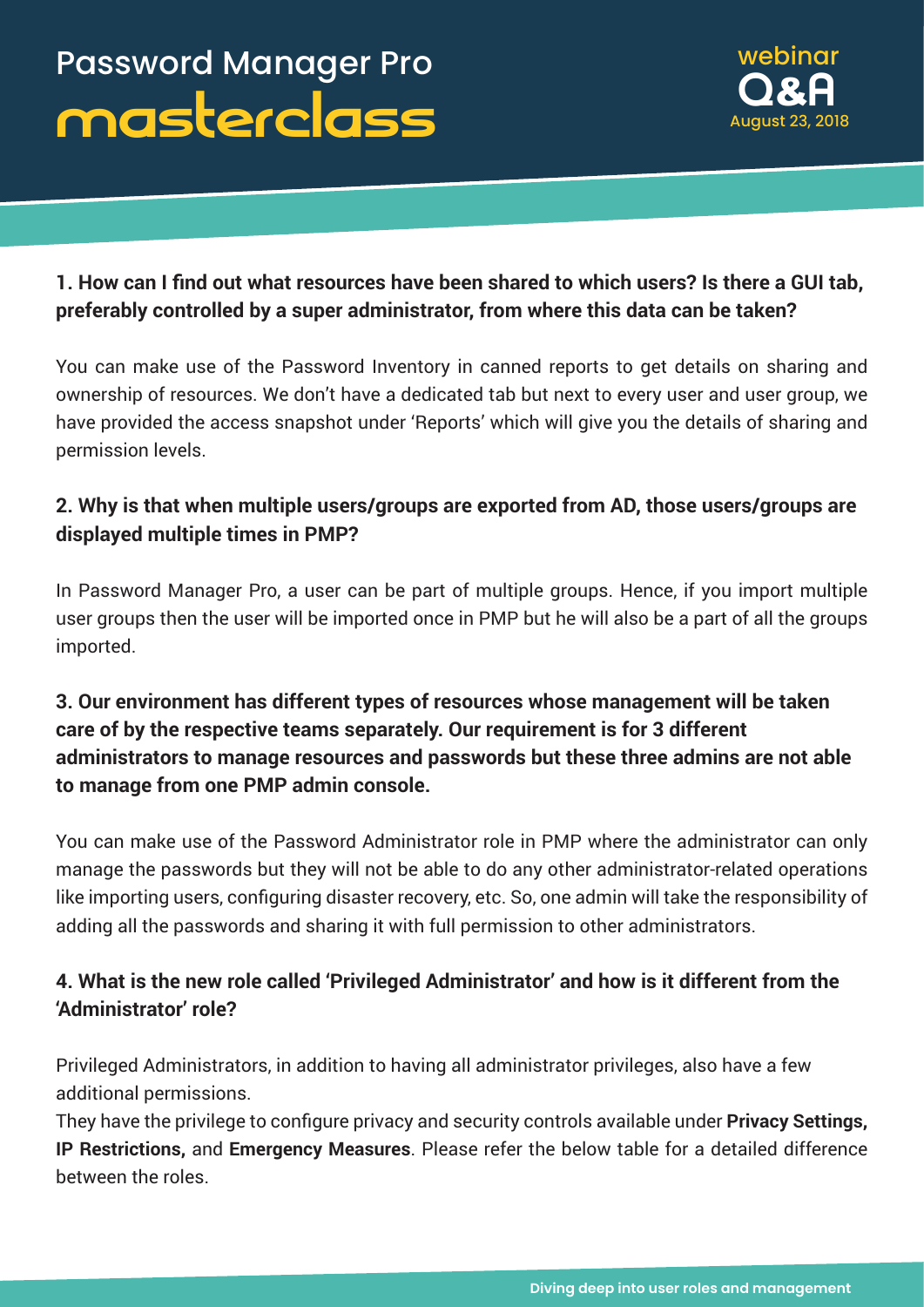# Password Manager Pro masterclass

webinar Q&A August 23, 2018

**1. How can I find out what resources have been shared to which users? Is there a GUI tab, preferably controlled by a super administrator, from where this data can be taken?**

You can make use of the Password Inventory in canned reports to get details on sharing and ownership of resources. We don't have a dedicated tab but next to every user and user group, we have provided the access snapshot under 'Reports' which will give you the details of sharing and permission levels.

**2. Why is that when multiple users/groups are exported from AD, those users/groups are displayed multiple times in PMP?**

In Password Manager Pro, a user can be part of multiple groups. Hence, if you import multiple user groups then the user will be imported once in PMP but he will also be a part of all the groups imported.

**3. Our environment has different types of resources whose management will be taken care of by the respective teams separately. Our requirement is for 3 different administrators to manage resources and passwords but these three admins are not able to manage from one PMP admin console.**

You can make use of the Password Administrator role in PMP where the administrator can only manage the passwords but they will not be able to do any other administrator-related operations like importing users, configuring disaster recovery, etc. So, one admin will take the responsibility of adding all the passwords and sharing it with full permission to other administrators.

**4. What is the new role called 'Privileged Administrator' and how is it different from the 'Administrator' role?**

Privileged Administrators, in addition to having all administrator privileges, also have a few additional permissions.
They have the privilege to configure privacy and security controls available under **Privacy Settings, IP Restrictions,** and **Emergency Measures**. Please refer the below table for a detailed difference between the roles.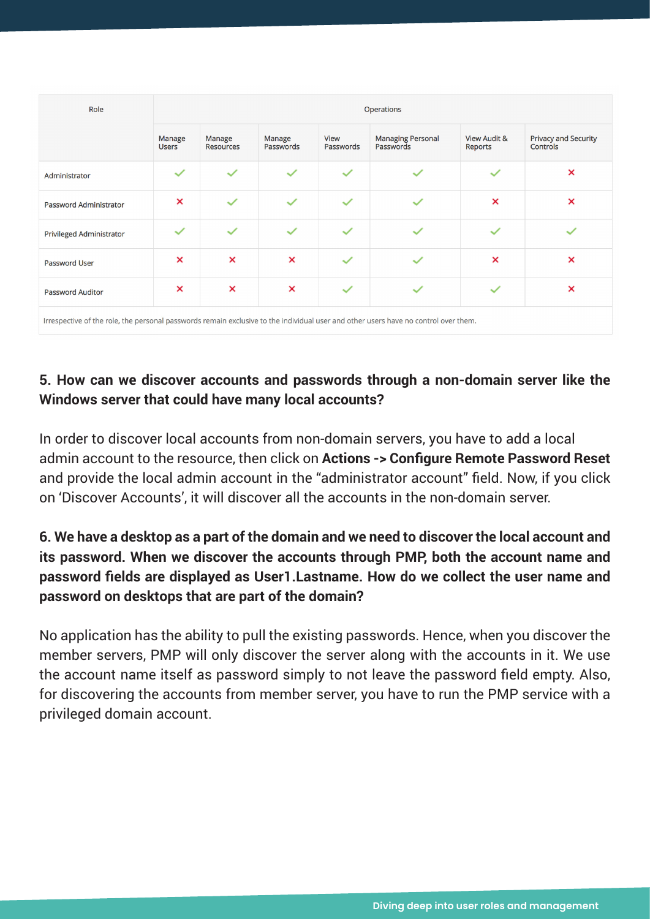| Role | Operations | | | | | | |
|---|---|---|---|---|---|---|---|
| | Manage Users | Manage Resources | Manage Passwords | View Passwords | Managing Personal Passwords | View Audit & Reports | Privacy and Security Controls |
| Administrator | ✓ | ✓ | ✓ | ✓ | ✓ | ✓ | ✗ |
| Password Administrator | ✗ | ✓ | ✓ | ✓ | ✓ | ✗ | ✗ |
| Privileged Administrator | ✓ | ✓ | ✓ | ✓ | ✓ | ✓ | ✓ |
| Password User | ✗ | ✗ | ✗ | ✓ | ✓ | ✗ | ✗ |
| Password Auditor | ✗ | ✗ | ✗ | ✓ | ✓ | ✓ | ✗ |

Irrespective of the role, the personal passwords remain exclusive to the individual user and other users have no control over them.

**5. How can we discover accounts and passwords through a non-domain server like the Windows server that could have many local accounts?**

In order to discover local accounts from non-domain servers, you have to add a local admin account to the resource, then click on **Actions -> Configure Remote Password Reset** and provide the local admin account in the "administrator account" field. Now, if you click on 'Discover Accounts', it will discover all the accounts in the non-domain server.

**6. We have a desktop as a part of the domain and we need to discover the local account and its password. When we discover the accounts through PMP, both the account name and password fields are displayed as User1.Lastname. How do we collect the user name and password on desktops that are part of the domain?**

No application has the ability to pull the existing passwords. Hence, when you discover the member servers, PMP will only discover the server along with the accounts in it. We use the account name itself as password simply to not leave the password field empty. Also, for discovering the accounts from member server, you have to run the PMP service with a privileged domain account.